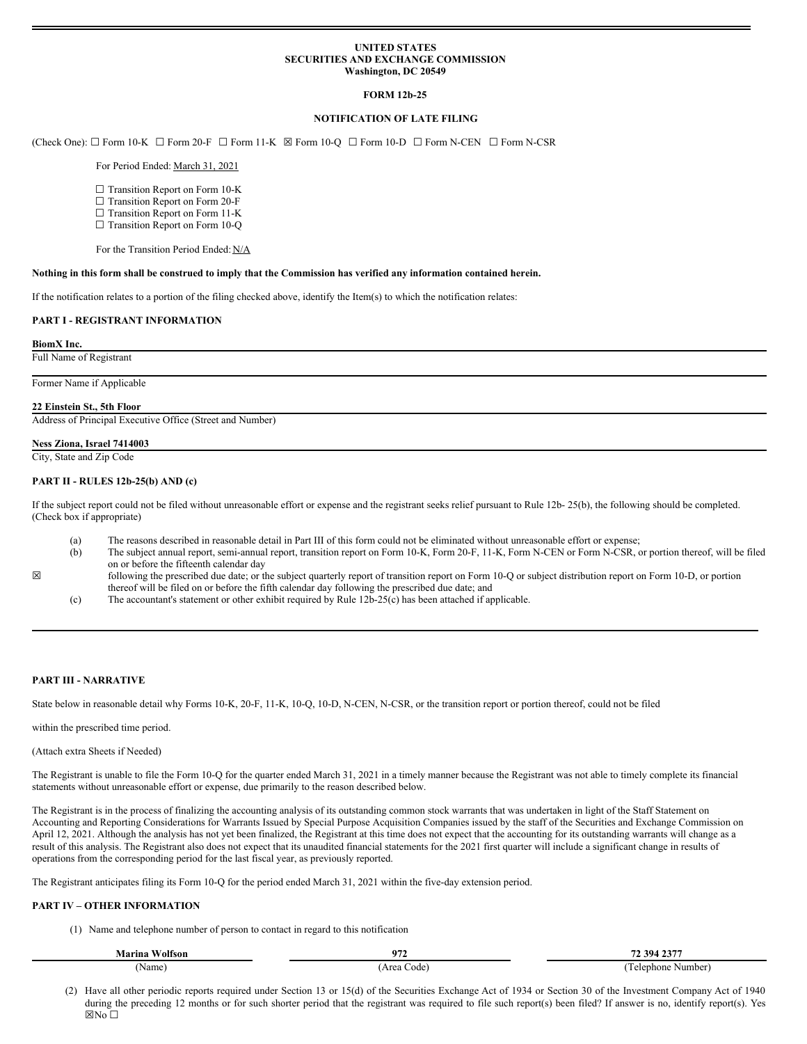**UNITED STATES**
**SECURITIES AND EXCHANGE COMMISSION**
**Washington, DC 20549**

**FORM 12b-25**

**NOTIFICATION OF LATE FILING**

(Check One): ☐ Form 10-K ☐ Form 20-F ☐ Form 11-K ☒ Form 10-Q ☐ Form 10-D ☐ Form N-CEN ☐ Form N-CSR

For Period Ended: March 31, 2021

☐ Transition Report on Form 10-K
☐ Transition Report on Form 20-F
☐ Transition Report on Form 11-K
☐ Transition Report on Form 10-Q

For the Transition Period Ended: N/A

**Nothing in this form shall be construed to imply that the Commission has verified any information contained herein.**

If the notification relates to a portion of the filing checked above, identify the Item(s) to which the notification relates:

**PART I - REGISTRANT INFORMATION**

**BiomX Inc.**
Full Name of Registrant

Former Name if Applicable

**22 Einstein St., 5th Floor**
Address of Principal Executive Office (Street and Number)

**Ness Ziona, Israel 7414003**
City, State and Zip Code

**PART II - RULES 12b-25(b) AND (c)**

If the subject report could not be filed without unreasonable effort or expense and the registrant seeks relief pursuant to Rule 12b- 25(b), the following should be completed. (Check box if appropriate)

☒

(a) The reasons described in reasonable detail in Part III of this form could not be eliminated without unreasonable effort or expense;

(b) The subject annual report, semi-annual report, transition report on Form 10-K, Form 20-F, 11-K, Form N-CEN or Form N-CSR, or portion thereof, will be filed on or before the fifteenth calendar day following the prescribed due date; or the subject quarterly report of transition report on Form 10-Q or subject distribution report on Form 10-D, or portion thereof will be filed on or before the fifth calendar day following the prescribed due date; and

(c) The accountant's statement or other exhibit required by Rule 12b-25(c) has been attached if applicable.

**PART III - NARRATIVE**

State below in reasonable detail why Forms 10-K, 20-F, 11-K, 10-Q, 10-D, N-CEN, N-CSR, or the transition report or portion thereof, could not be filed

within the prescribed time period.

(Attach extra Sheets if Needed)

The Registrant is unable to file the Form 10-Q for the quarter ended March 31, 2021 in a timely manner because the Registrant was not able to timely complete its financial statements without unreasonable effort or expense, due primarily to the reason described below.

The Registrant is in the process of finalizing the accounting analysis of its outstanding common stock warrants that was undertaken in light of the Staff Statement on Accounting and Reporting Considerations for Warrants Issued by Special Purpose Acquisition Companies issued by the staff of the Securities and Exchange Commission on April 12, 2021. Although the analysis has not yet been finalized, the Registrant at this time does not expect that the accounting for its outstanding warrants will change as a result of this analysis. The Registrant also does not expect that its unaudited financial statements for the 2021 first quarter will include a significant change in results of operations from the corresponding period for the last fiscal year, as previously reported.

The Registrant anticipates filing its Form 10-Q for the period ended March 31, 2021 within the five-day extension period.

**PART IV – OTHER INFORMATION**

(1) Name and telephone number of person to contact in regard to this notification

| **Marina Wolfson** | **972** | **72 394 2377** |
|---|---|---|
| (Name) | (Area Code) | (Telephone Number) |

(2) Have all other periodic reports required under Section 13 or 15(d) of the Securities Exchange Act of 1934 or Section 30 of the Investment Company Act of 1940 during the preceding 12 months or for such shorter period that the registrant was required to file such report(s) been filed? If answer is no, identify report(s). Yes ☒No ☐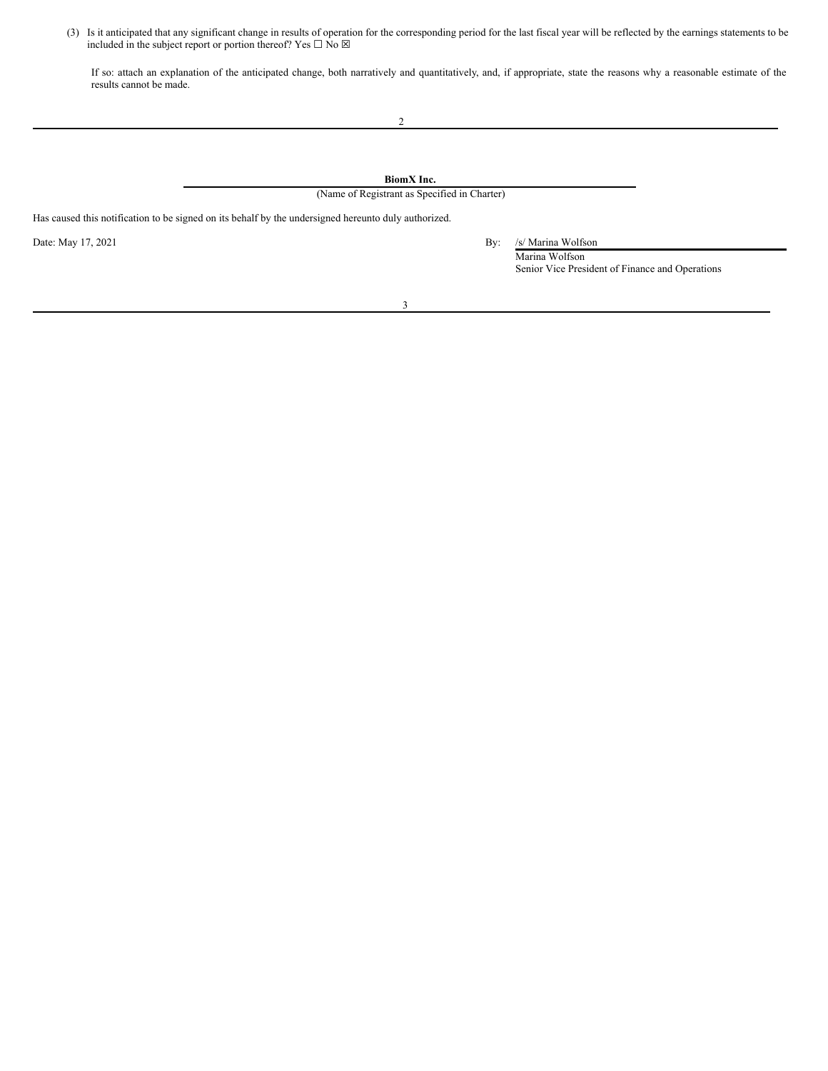(3) Is it anticipated that any significant change in results of operation for the corresponding period for the last fiscal year will be reflected by the earnings statements to be included in the subject report or portion thereof? Yes ☐ No ☒

If so: attach an explanation of the anticipated change, both narratively and quantitatively, and, if appropriate, state the reasons why a reasonable estimate of the results cannot be made.

**BiomX Inc.**

(Name of Registrant as Specified in Charter)

Has caused this notification to be signed on its behalf by the undersigned hereunto duly authorized.

Date: May 17, 2021

By: /s/ Marina Wolfson

Marina Wolfson

Senior Vice President of Finance and Operations